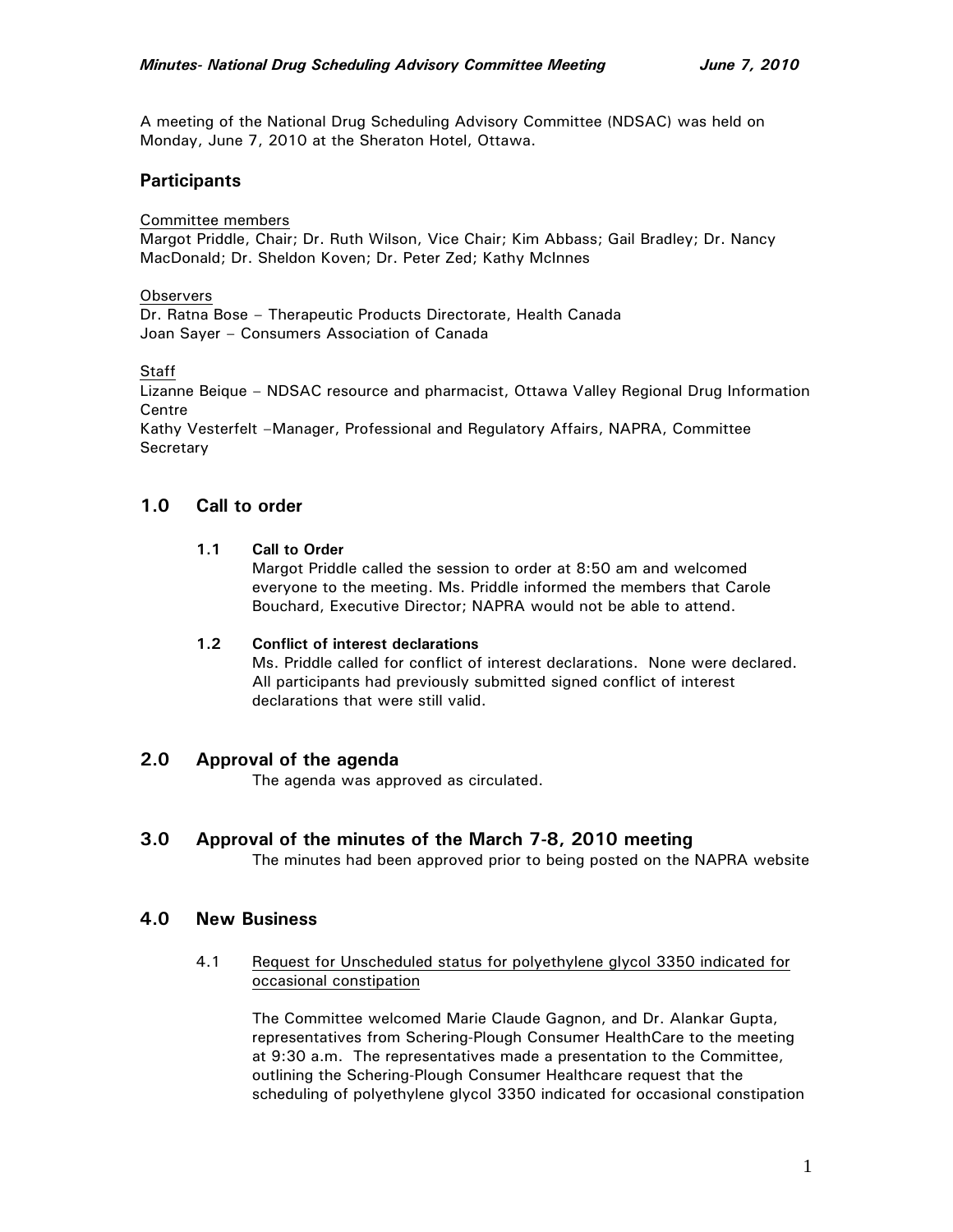A meeting of the National Drug Scheduling Advisory Committee (NDSAC) was held on Monday, June 7, 2010 at the Sheraton Hotel, Ottawa.

## Participants

Committee members
Margot Priddle, Chair; Dr. Ruth Wilson, Vice Chair; Kim Abbass; Gail Bradley; Dr. Nancy MacDonald; Dr. Sheldon Koven; Dr. Peter Zed; Kathy McInnes

Observers
Dr. Ratna Bose – Therapeutic Products Directorate, Health Canada
Joan Sayer – Consumers Association of Canada

Staff
Lizanne Beique – NDSAC resource and pharmacist, Ottawa Valley Regional Drug Information Centre
Kathy Vesterfelt –Manager, Professional and Regulatory Affairs, NAPRA, Committee Secretary

## 1.0 Call to order

### 1.1 Call to Order

Margot Priddle called the session to order at 8:50 am and welcomed everyone to the meeting. Ms. Priddle informed the members that Carole Bouchard, Executive Director; NAPRA would not be able to attend.

### 1.2 Conflict of interest declarations

Ms. Priddle called for conflict of interest declarations. None were declared. All participants had previously submitted signed conflict of interest declarations that were still valid.

## 2.0 Approval of the agenda

The agenda was approved as circulated.

## 3.0 Approval of the minutes of the March 7-8, 2010 meeting

The minutes had been approved prior to being posted on the NAPRA website

## 4.0 New Business

4.1 Request for Unscheduled status for polyethylene glycol 3350 indicated for occasional constipation

The Committee welcomed Marie Claude Gagnon, and Dr. Alankar Gupta, representatives from Schering-Plough Consumer HealthCare to the meeting at 9:30 a.m. The representatives made a presentation to the Committee, outlining the Schering-Plough Consumer Healthcare request that the scheduling of polyethylene glycol 3350 indicated for occasional constipation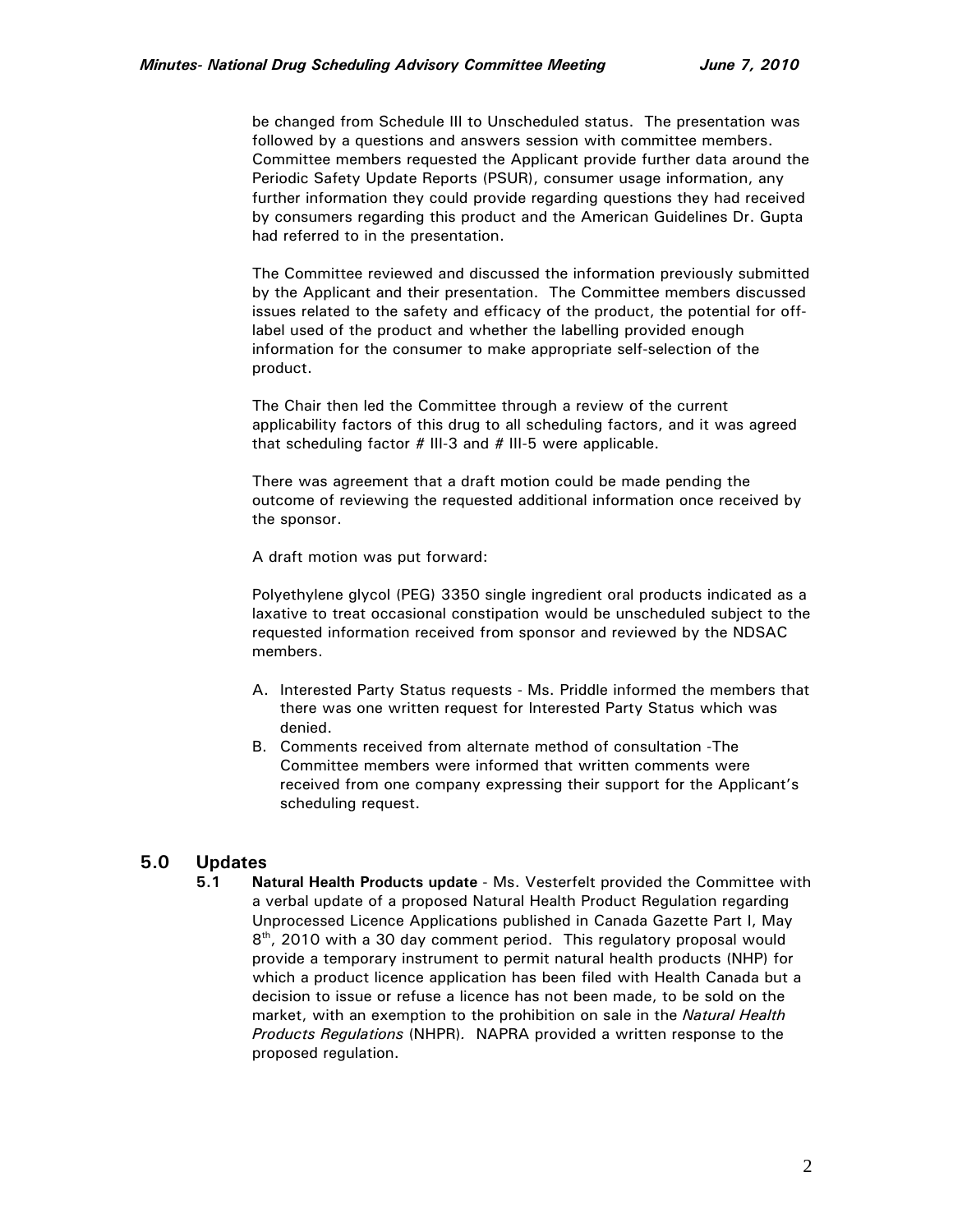be changed from Schedule III to Unscheduled status. The presentation was followed by a questions and answers session with committee members. Committee members requested the Applicant provide further data around the Periodic Safety Update Reports (PSUR), consumer usage information, any further information they could provide regarding questions they had received by consumers regarding this product and the American Guidelines Dr. Gupta had referred to in the presentation.

The Committee reviewed and discussed the information previously submitted by the Applicant and their presentation. The Committee members discussed issues related to the safety and efficacy of the product, the potential for off-label used of the product and whether the labelling provided enough information for the consumer to make appropriate self-selection of the product.

The Chair then led the Committee through a review of the current applicability factors of this drug to all scheduling factors, and it was agreed that scheduling factor # III-3 and # III-5 were applicable.

There was agreement that a draft motion could be made pending the outcome of reviewing the requested additional information once received by the sponsor.

A draft motion was put forward:

Polyethylene glycol (PEG) 3350 single ingredient oral products indicated as a laxative to treat occasional constipation would be unscheduled subject to the requested information received from sponsor and reviewed by the NDSAC members.

A. Interested Party Status requests - Ms. Priddle informed the members that there was one written request for Interested Party Status which was denied.
B. Comments received from alternate method of consultation -The Committee members were informed that written comments were received from one company expressing their support for the Applicant's scheduling request.

## 5.0 Updates

**5.1 Natural Health Products update** - Ms. Vesterfelt provided the Committee with a verbal update of a proposed Natural Health Product Regulation regarding Unprocessed Licence Applications published in Canada Gazette Part I, May 8th, 2010 with a 30 day comment period. This regulatory proposal would provide a temporary instrument to permit natural health products (NHP) for which a product licence application has been filed with Health Canada but a decision to issue or refuse a licence has not been made, to be sold on the market, with an exemption to the prohibition on sale in the *Natural Health Products Regulations* (NHPR). NAPRA provided a written response to the proposed regulation.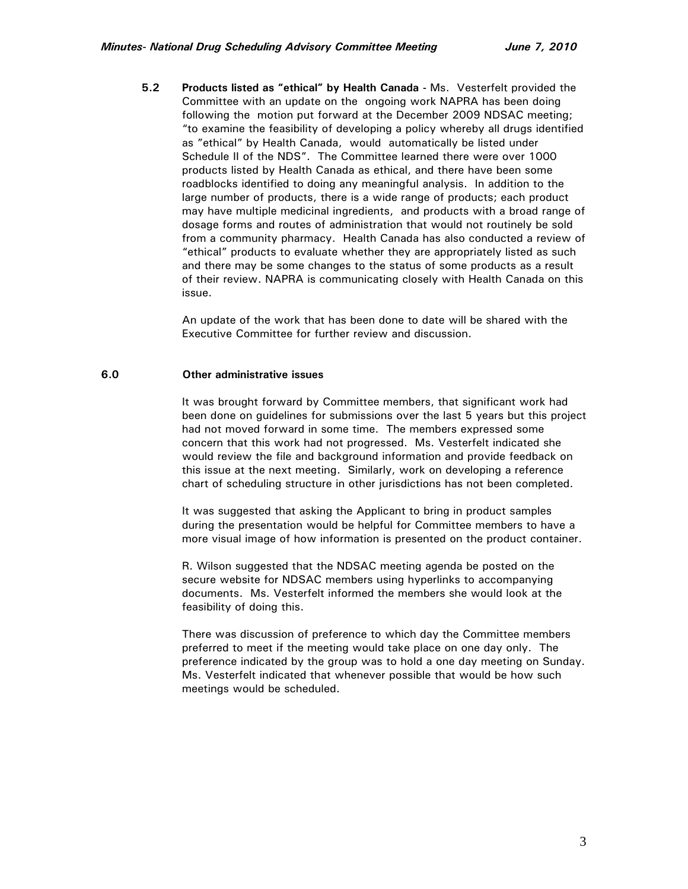**5.2 Products listed as "ethical" by Health Canada** - Ms. Vesterfelt provided the Committee with an update on the ongoing work NAPRA has been doing following the motion put forward at the December 2009 NDSAC meeting; "to examine the feasibility of developing a policy whereby all drugs identified as "ethical" by Health Canada, would automatically be listed under Schedule II of the NDS". The Committee learned there were over 1000 products listed by Health Canada as ethical, and there have been some roadblocks identified to doing any meaningful analysis. In addition to the large number of products, there is a wide range of products; each product may have multiple medicinal ingredients, and products with a broad range of dosage forms and routes of administration that would not routinely be sold from a community pharmacy. Health Canada has also conducted a review of "ethical" products to evaluate whether they are appropriately listed as such and there may be some changes to the status of some products as a result of their review. NAPRA is communicating closely with Health Canada on this issue.

An update of the work that has been done to date will be shared with the Executive Committee for further review and discussion.

## 6.0 Other administrative issues

It was brought forward by Committee members, that significant work had been done on guidelines for submissions over the last 5 years but this project had not moved forward in some time. The members expressed some concern that this work had not progressed. Ms. Vesterfelt indicated she would review the file and background information and provide feedback on this issue at the next meeting. Similarly, work on developing a reference chart of scheduling structure in other jurisdictions has not been completed.

It was suggested that asking the Applicant to bring in product samples during the presentation would be helpful for Committee members to have a more visual image of how information is presented on the product container.

R. Wilson suggested that the NDSAC meeting agenda be posted on the secure website for NDSAC members using hyperlinks to accompanying documents. Ms. Vesterfelt informed the members she would look at the feasibility of doing this.

There was discussion of preference to which day the Committee members preferred to meet if the meeting would take place on one day only. The preference indicated by the group was to hold a one day meeting on Sunday. Ms. Vesterfelt indicated that whenever possible that would be how such meetings would be scheduled.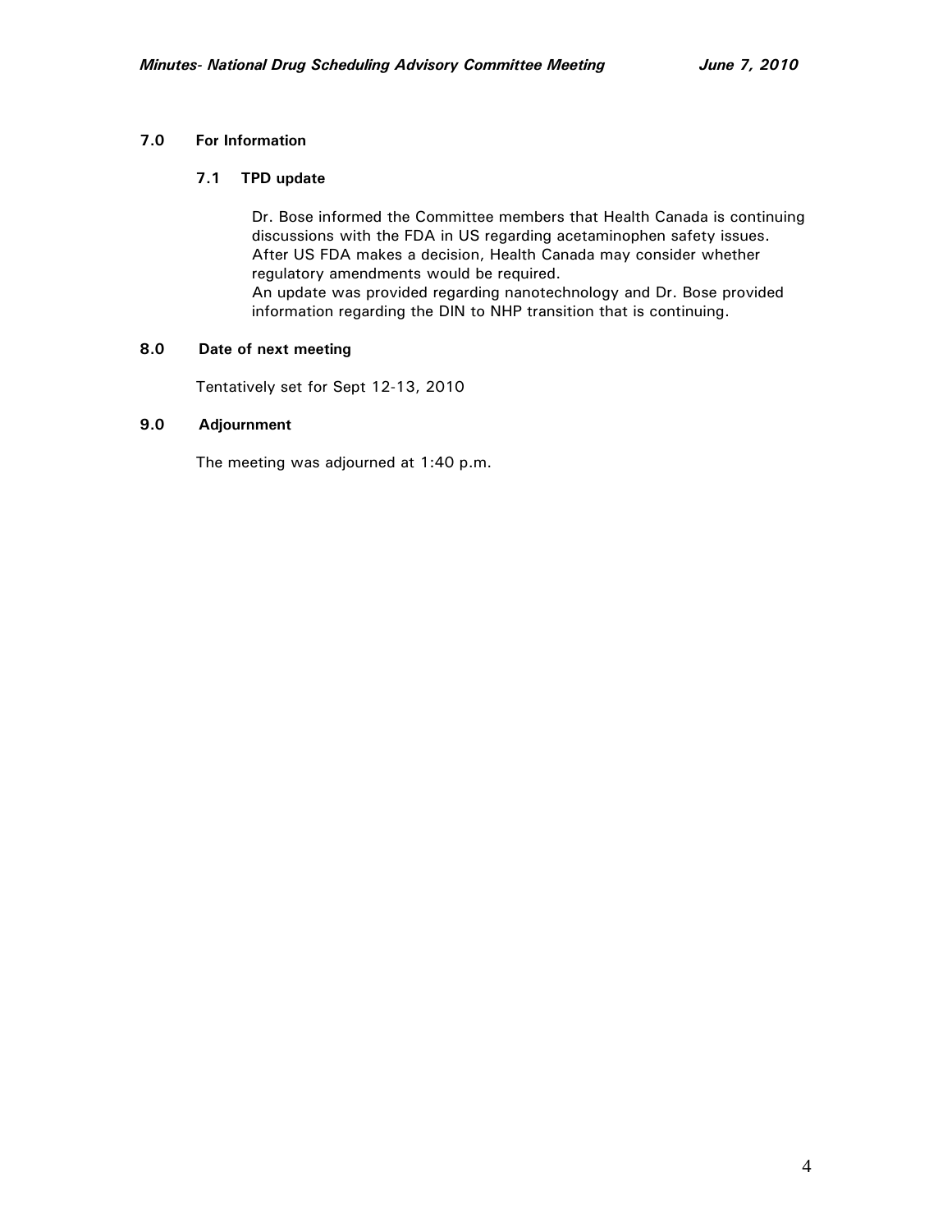## 7.0 For Information

### 7.1 TPD update

Dr. Bose informed the Committee members that Health Canada is continuing discussions with the FDA in US regarding acetaminophen safety issues. After US FDA makes a decision, Health Canada may consider whether regulatory amendments would be required.
An update was provided regarding nanotechnology and Dr. Bose provided information regarding the DIN to NHP transition that is continuing.

## 8.0 Date of next meeting

Tentatively set for Sept 12-13, 2010

## 9.0 Adjournment

The meeting was adjourned at 1:40 p.m.